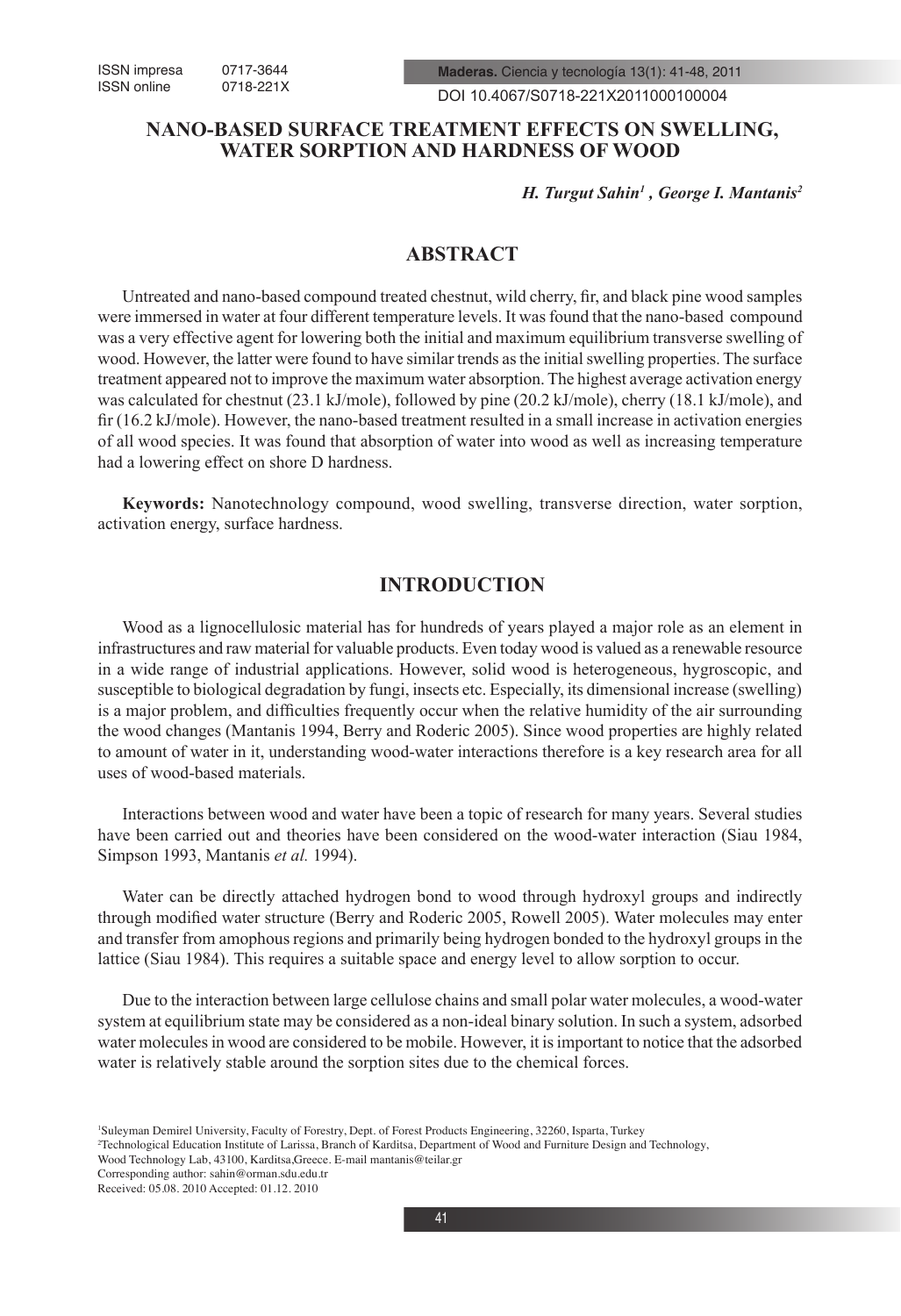# NANO-BASED SURFACE TREATMENT EFFECTS ON SWELLING, WATER SORPTION AND HARDNESS OF WOOD

***H. Turgut Sahin[1] , George I. Mantanis[2]***

## ABSTRACT

Untreated and nano-based compound treated chestnut, wild cherry, fir, and black pine wood samples were immersed in water at four different temperature levels. It was found that the nano-based compound was a very effective agent for lowering both the initial and maximum equilibrium transverse swelling of wood. However, the latter were found to have similar trends as the initial swelling properties. The surface treatment appeared not to improve the maximum water absorption. The highest average activation energy was calculated for chestnut (23.1 kJ/mole), followed by pine (20.2 kJ/mole), cherry (18.1 kJ/mole), and fir (16.2 kJ/mole). However, the nano-based treatment resulted in a small increase in activation energies of all wood species. It was found that absorption of water into wood as well as increasing temperature had a lowering effect on shore D hardness.

**Keywords:** Nanotechnology compound, wood swelling, transverse direction, water sorption, activation energy, surface hardness.

## INTRODUCTION

Wood as a lignocellulosic material has for hundreds of years played a major role as an element in infrastructures and raw material for valuable products. Even today wood is valued as a renewable resource in a wide range of industrial applications. However, solid wood is heterogeneous, hygroscopic, and susceptible to biological degradation by fungi, insects etc. Especially, its dimensional increase (swelling) is a major problem, and difficulties frequently occur when the relative humidity of the air surrounding the wood changes (Mantanis 1994, Berry and Roderic 2005). Since wood properties are highly related to amount of water in it, understanding wood-water interactions therefore is a key research area for all uses of wood-based materials.

Interactions between wood and water have been a topic of research for many years. Several studies have been carried out and theories have been considered on the wood-water interaction (Siau 1984, Simpson 1993, Mantanis *et al.* 1994).

Water can be directly attached hydrogen bond to wood through hydroxyl groups and indirectly through modified water structure (Berry and Roderic 2005, Rowell 2005). Water molecules may enter and transfer from amophous regions and primarily being hydrogen bonded to the hydroxyl groups in the lattice (Siau 1984). This requires a suitable space and energy level to allow sorption to occur.

Due to the interaction between large cellulose chains and small polar water molecules, a wood-water system at equilibrium state may be considered as a non-ideal binary solution. In such a system, adsorbed water molecules in wood are considered to be mobile. However, it is important to notice that the adsorbed water is relatively stable around the sorption sites due to the chemical forces.

[1]Suleyman Demirel University, Faculty of Forestry, Dept. of Forest Products Engineering, 32260, Isparta, Turkey
[2]Technological Education Institute of Larissa, Branch of Karditsa, Department of Wood and Furniture Design and Technology, Wood Technology Lab, 43100, Karditsa,Greece. E-mail mantanis@teilar.gr
Corresponding author: sahin@orman.sdu.edu.tr
Received: 05.08. 2010 Accepted: 01.12. 2010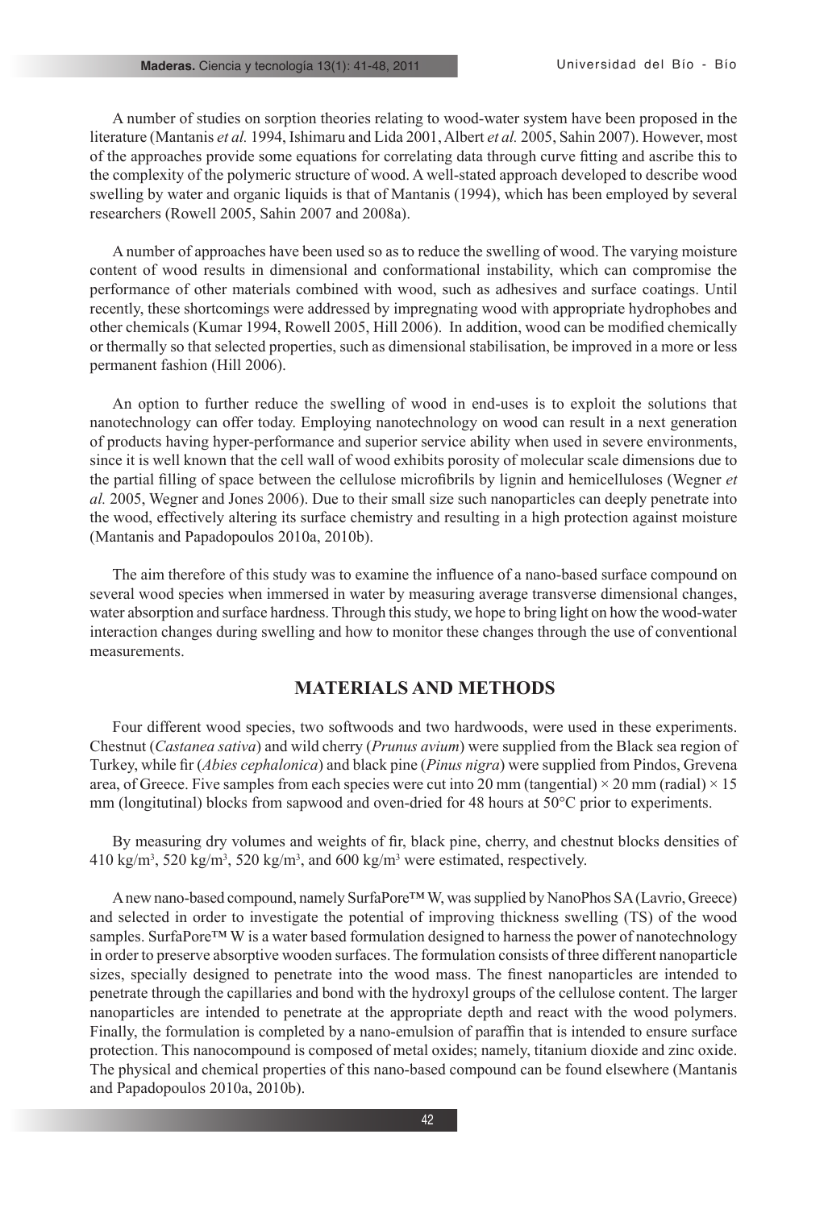A number of studies on sorption theories relating to wood-water system have been proposed in the literature (Mantanis *et al.* 1994, Ishimaru and Lida 2001, Albert *et al.* 2005, Sahin 2007). However, most of the approaches provide some equations for correlating data through curve fitting and ascribe this to the complexity of the polymeric structure of wood. A well-stated approach developed to describe wood swelling by water and organic liquids is that of Mantanis (1994), which has been employed by several researchers (Rowell 2005, Sahin 2007 and 2008a).

A number of approaches have been used so as to reduce the swelling of wood. The varying moisture content of wood results in dimensional and conformational instability, which can compromise the performance of other materials combined with wood, such as adhesives and surface coatings. Until recently, these shortcomings were addressed by impregnating wood with appropriate hydrophobes and other chemicals (Kumar 1994, Rowell 2005, Hill 2006). In addition, wood can be modified chemically or thermally so that selected properties, such as dimensional stabilisation, be improved in a more or less permanent fashion (Hill 2006).

An option to further reduce the swelling of wood in end-uses is to exploit the solutions that nanotechnology can offer today. Employing nanotechnology on wood can result in a next generation of products having hyper-performance and superior service ability when used in severe environments, since it is well known that the cell wall of wood exhibits porosity of molecular scale dimensions due to the partial filling of space between the cellulose microfibrils by lignin and hemicelluloses (Wegner *et al.* 2005, Wegner and Jones 2006). Due to their small size such nanoparticles can deeply penetrate into the wood, effectively altering its surface chemistry and resulting in a high protection against moisture (Mantanis and Papadopoulos 2010a, 2010b).

The aim therefore of this study was to examine the influence of a nano-based surface compound on several wood species when immersed in water by measuring average transverse dimensional changes, water absorption and surface hardness. Through this study, we hope to bring light on how the wood-water interaction changes during swelling and how to monitor these changes through the use of conventional measurements.

## MATERIALS AND METHODS

Four different wood species, two softwoods and two hardwoods, were used in these experiments. Chestnut (*Castanea sativa*) and wild cherry (*Prunus avium*) were supplied from the Black sea region of Turkey, while fir (*Abies cephalonica*) and black pine (*Pinus nigra*) were supplied from Pindos, Grevena area, of Greece. Five samples from each species were cut into 20 mm (tangential) × 20 mm (radial) × 15 mm (longitutinal) blocks from sapwood and oven-dried for 48 hours at 50°C prior to experiments.

By measuring dry volumes and weights of fir, black pine, cherry, and chestnut blocks densities of 410 kg/m$^3$, 520 kg/m$^3$, 520 kg/m$^3$, and 600 kg/m$^3$ were estimated, respectively.

A new nano-based compound, namely SurfaPore™ W, was supplied by NanoPhos SA (Lavrio, Greece) and selected in order to investigate the potential of improving thickness swelling (TS) of the wood samples. SurfaPore™ W is a water based formulation designed to harness the power of nanotechnology in order to preserve absorptive wooden surfaces. The formulation consists of three different nanoparticle sizes, specially designed to penetrate into the wood mass. The finest nanoparticles are intended to penetrate through the capillaries and bond with the hydroxyl groups of the cellulose content. The larger nanoparticles are intended to penetrate at the appropriate depth and react with the wood polymers. Finally, the formulation is completed by a nano-emulsion of paraffin that is intended to ensure surface protection. This nanocompound is composed of metal oxides; namely, titanium dioxide and zinc oxide. The physical and chemical properties of this nano-based compound can be found elsewhere (Mantanis and Papadopoulos 2010a, 2010b).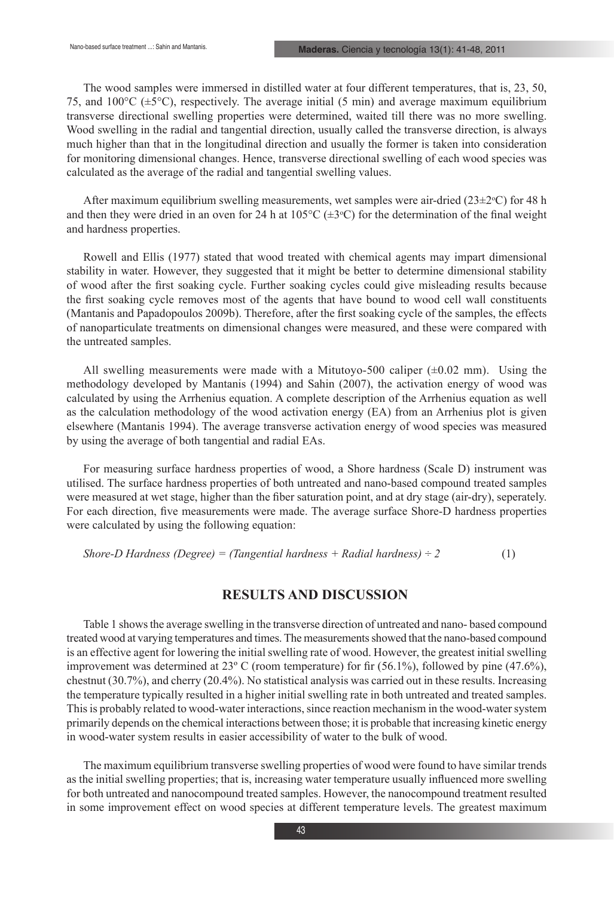The wood samples were immersed in distilled water at four different temperatures, that is, 23, 50, 75, and 100°C (±5°C), respectively. The average initial (5 min) and average maximum equilibrium transverse directional swelling properties were determined, waited till there was no more swelling. Wood swelling in the radial and tangential direction, usually called the transverse direction, is always much higher than that in the longitudinal direction and usually the former is taken into consideration for monitoring dimensional changes. Hence, transverse directional swelling of each wood species was calculated as the average of the radial and tangential swelling values.

After maximum equilibrium swelling measurements, wet samples were air-dried (23±2ºC) for 48 h and then they were dried in an oven for 24 h at 105°C (±3ºC) for the determination of the final weight and hardness properties.

Rowell and Ellis (1977) stated that wood treated with chemical agents may impart dimensional stability in water. However, they suggested that it might be better to determine dimensional stability of wood after the first soaking cycle. Further soaking cycles could give misleading results because the first soaking cycle removes most of the agents that have bound to wood cell wall constituents (Mantanis and Papadopoulos 2009b). Therefore, after the first soaking cycle of the samples, the effects of nanoparticulate treatments on dimensional changes were measured, and these were compared with the untreated samples.

All swelling measurements were made with a Mitutoyo-500 caliper (±0.02 mm). Using the methodology developed by Mantanis (1994) and Sahin (2007), the activation energy of wood was calculated by using the Arrhenius equation. A complete description of the Arrhenius equation as well as the calculation methodology of the wood activation energy (EA) from an Arrhenius plot is given elsewhere (Mantanis 1994). The average transverse activation energy of wood species was measured by using the average of both tangential and radial EAs.

For measuring surface hardness properties of wood, a Shore hardness (Scale D) instrument was utilised. The surface hardness properties of both untreated and nano-based compound treated samples were measured at wet stage, higher than the fiber saturation point, and at dry stage (air-dry), seperately. For each direction, five measurements were made. The average surface Shore-D hardness properties were calculated by using the following equation:

$$\text{Shore-D Hardness (Degree)} = (\text{Tangential hardness} + \text{Radial hardness}) \div 2 \qquad (1)$$

## RESULTS AND DISCUSSION

Table 1 shows the average swelling in the transverse direction of untreated and nano- based compound treated wood at varying temperatures and times. The measurements showed that the nano-based compound is an effective agent for lowering the initial swelling rate of wood. However, the greatest initial swelling improvement was determined at 23º C (room temperature) for fir (56.1%), followed by pine (47.6%), chestnut (30.7%), and cherry (20.4%). No statistical analysis was carried out in these results. Increasing the temperature typically resulted in a higher initial swelling rate in both untreated and treated samples. This is probably related to wood-water interactions, since reaction mechanism in the wood-water system primarily depends on the chemical interactions between those; it is probable that increasing kinetic energy in wood-water system results in easier accessibility of water to the bulk of wood.

The maximum equilibrium transverse swelling properties of wood were found to have similar trends as the initial swelling properties; that is, increasing water temperature usually influenced more swelling for both untreated and nanocompound treated samples. However, the nanocompound treatment resulted in some improvement effect on wood species at different temperature levels. The greatest maximum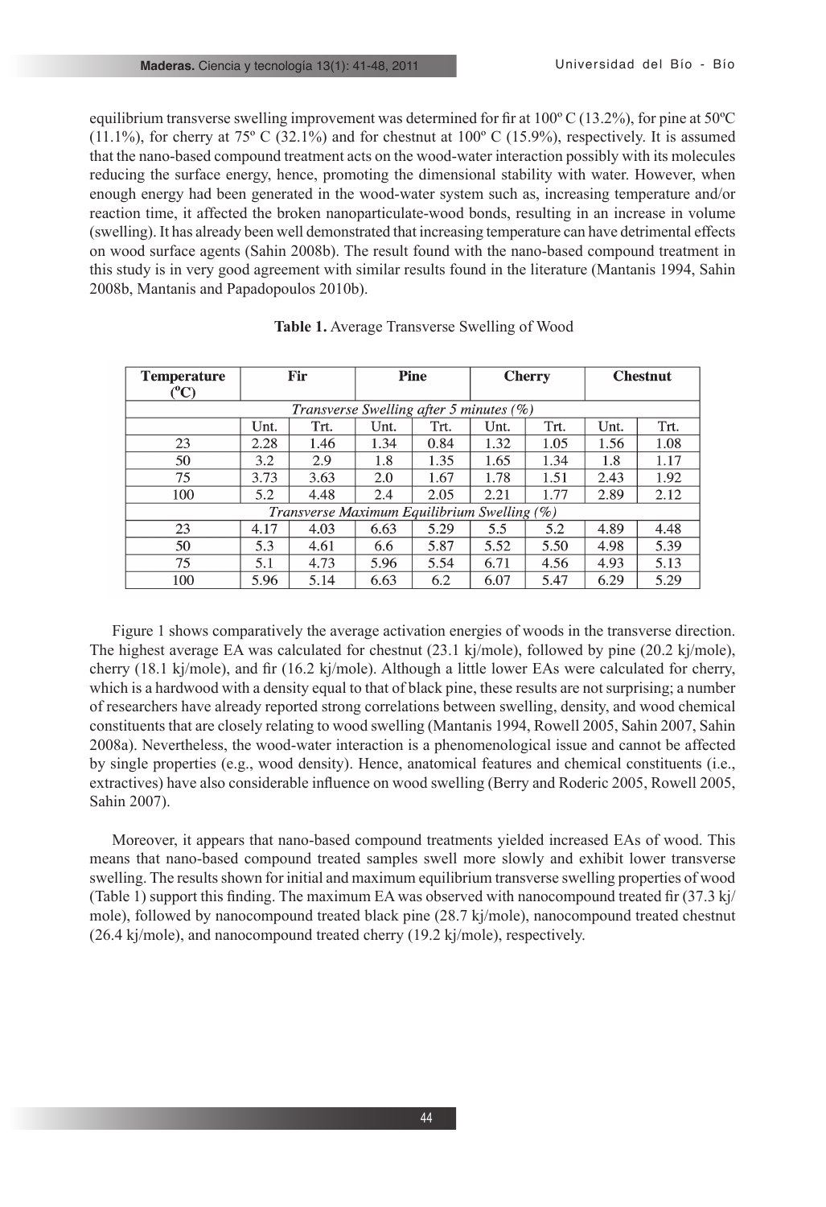equilibrium transverse swelling improvement was determined for fir at 100º C (13.2%), for pine at 50ºC (11.1%), for cherry at 75º C (32.1%) and for chestnut at 100º C (15.9%), respectively. It is assumed that the nano-based compound treatment acts on the wood-water interaction possibly with its molecules reducing the surface energy, hence, promoting the dimensional stability with water. However, when enough energy had been generated in the wood-water system such as, increasing temperature and/or reaction time, it affected the broken nanoparticulate-wood bonds, resulting in an increase in volume (swelling). It has already been well demonstrated that increasing temperature can have detrimental effects on wood surface agents (Sahin 2008b). The result found with the nano-based compound treatment in this study is in very good agreement with similar results found in the literature (Mantanis 1994, Sahin 2008b, Mantanis and Papadopoulos 2010b).

**Table 1.** Average Transverse Swelling of Wood

| Temperature (°C) | Fir | | Pine | | Cherry | | Chestnut | |
|---|---|---|---|---|---|---|---|---|
| *Transverse Swelling after 5 minutes (%)* | | | | | | | | |
| | Unt. | Trt. | Unt. | Trt. | Unt. | Trt. | Unt. | Trt. |
| 23 | 2.28 | 1.46 | 1.34 | 0.84 | 1.32 | 1.05 | 1.56 | 1.08 |
| 50 | 3.2 | 2.9 | 1.8 | 1.35 | 1.65 | 1.34 | 1.8 | 1.17 |
| 75 | 3.73 | 3.63 | 2.0 | 1.67 | 1.78 | 1.51 | 2.43 | 1.92 |
| 100 | 5.2 | 4.48 | 2.4 | 2.05 | 2.21 | 1.77 | 2.89 | 2.12 |
| *Transverse Maximum Equilibrium Swelling (%)* | | | | | | | | |
| 23 | 4.17 | 4.03 | 6.63 | 5.29 | 5.5 | 5.2 | 4.89 | 4.48 |
| 50 | 5.3 | 4.61 | 6.6 | 5.87 | 5.52 | 5.50 | 4.98 | 5.39 |
| 75 | 5.1 | 4.73 | 5.96 | 5.54 | 6.71 | 4.56 | 4.93 | 5.13 |
| 100 | 5.96 | 5.14 | 6.63 | 6.2 | 6.07 | 5.47 | 6.29 | 5.29 |

Figure 1 shows comparatively the average activation energies of woods in the transverse direction. The highest average EA was calculated for chestnut (23.1 kj/mole), followed by pine (20.2 kj/mole), cherry (18.1 kj/mole), and fir (16.2 kj/mole). Although a little lower EAs were calculated for cherry, which is a hardwood with a density equal to that of black pine, these results are not surprising; a number of researchers have already reported strong correlations between swelling, density, and wood chemical constituents that are closely relating to wood swelling (Mantanis 1994, Rowell 2005, Sahin 2007, Sahin 2008a). Nevertheless, the wood-water interaction is a phenomenological issue and cannot be affected by single properties (e.g., wood density). Hence, anatomical features and chemical constituents (i.e., extractives) have also considerable influence on wood swelling (Berry and Roderic 2005, Rowell 2005, Sahin 2007).

Moreover, it appears that nano-based compound treatments yielded increased EAs of wood. This means that nano-based compound treated samples swell more slowly and exhibit lower transverse swelling. The results shown for initial and maximum equilibrium transverse swelling properties of wood (Table 1) support this finding. The maximum EA was observed with nanocompound treated fir (37.3 kj/mole), followed by nanocompound treated black pine (28.7 kj/mole), nanocompound treated chestnut (26.4 kj/mole), and nanocompound treated cherry (19.2 kj/mole), respectively.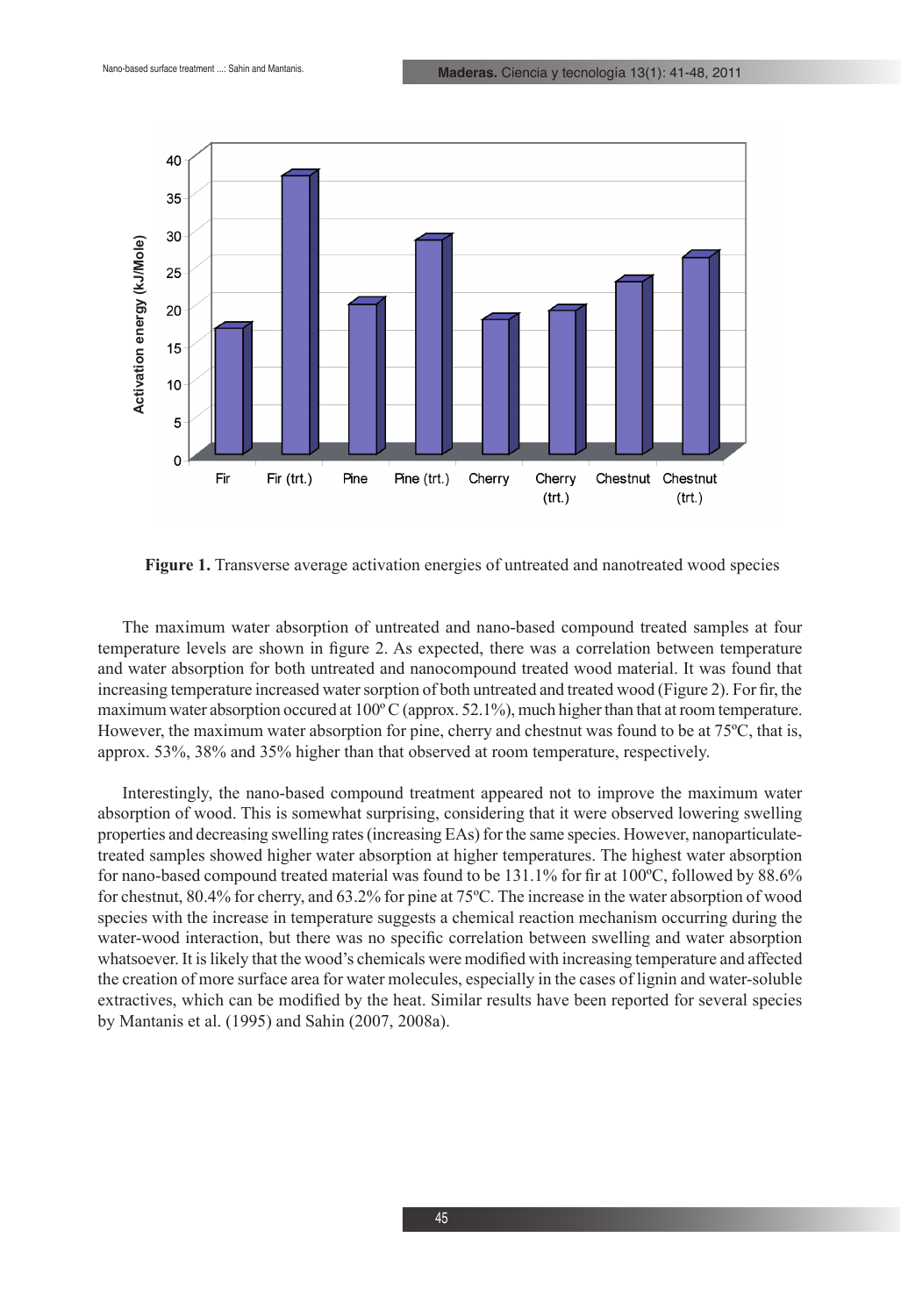**Figure 1.** Transverse average activation energies of untreated and nanotreated wood species

The maximum water absorption of untreated and nano-based compound treated samples at four temperature levels are shown in figure 2. As expected, there was a correlation between temperature and water absorption for both untreated and nanocompound treated wood material. It was found that increasing temperature increased water sorption of both untreated and treated wood (Figure 2). For fir, the maximum water absorption occured at 100º C (approx. 52.1%), much higher than that at room temperature. However, the maximum water absorption for pine, cherry and chestnut was found to be at 75ºC, that is, approx. 53%, 38% and 35% higher than that observed at room temperature, respectively.

Interestingly, the nano-based compound treatment appeared not to improve the maximum water absorption of wood. This is somewhat surprising, considering that it were observed lowering swelling properties and decreasing swelling rates (increasing EAs) for the same species. However, nanoparticulate-treated samples showed higher water absorption at higher temperatures. The highest water absorption for nano-based compound treated material was found to be 131.1% for fir at 100ºC, followed by 88.6% for chestnut, 80.4% for cherry, and 63.2% for pine at 75ºC. The increase in the water absorption of wood species with the increase in temperature suggests a chemical reaction mechanism occurring during the water-wood interaction, but there was no specific correlation between swelling and water absorption whatsoever. It is likely that the wood's chemicals were modified with increasing temperature and affected the creation of more surface area for water molecules, especially in the cases of lignin and water-soluble extractives, which can be modified by the heat. Similar results have been reported for several species by Mantanis et al. (1995) and Sahin (2007, 2008a).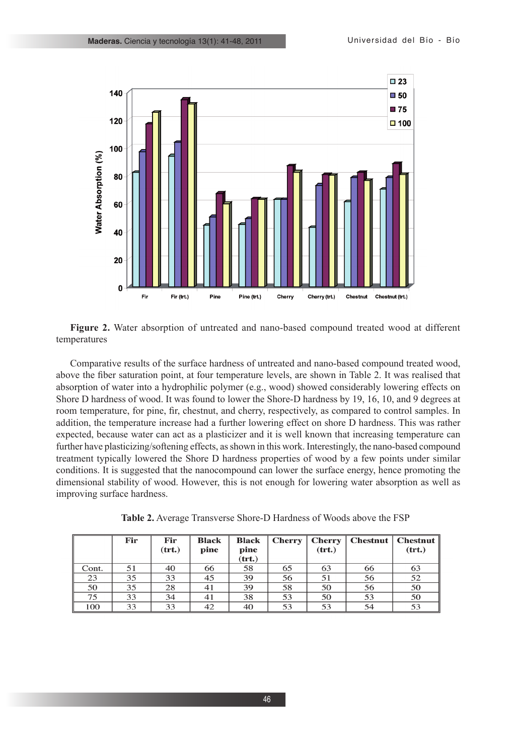**Figure 2.** Water absorption of untreated and nano-based compound treated wood at different temperatures

Comparative results of the surface hardness of untreated and nano-based compound treated wood, above the fiber saturation point, at four temperature levels, are shown in Table 2. It was realised that absorption of water into a hydrophilic polymer (e.g., wood) showed considerably lowering effects on Shore D hardness of wood. It was found to lower the Shore-D hardness by 19, 16, 10, and 9 degrees at room temperature, for pine, fir, chestnut, and cherry, respectively, as compared to control samples. In addition, the temperature increase had a further lowering effect on shore D hardness. This was rather expected, because water can act as a plasticizer and it is well known that increasing temperature can further have plasticizing/softening effects, as shown in this work. Interestingly, the nano-based compound treatment typically lowered the Shore D hardness properties of wood by a few points under similar conditions. It is suggested that the nanocompound can lower the surface energy, hence promoting the dimensional stability of wood. However, this is not enough for lowering water absorption as well as improving surface hardness.

**Table 2.** Average Transverse Shore-D Hardness of Woods above the FSP

| | Fir | Fir (trt.) | Black pine | Black pine (trt.) | Cherry | Cherry (trt.) | Chestnut | Chestnut (trt.) |
|---|---|---|---|---|---|---|---|---|
| Cont. | 51 | 40 | 66 | 58 | 65 | 63 | 66 | 63 |
| 23 | 35 | 33 | 45 | 39 | 56 | 51 | 56 | 52 |
| 50 | 35 | 28 | 41 | 39 | 58 | 50 | 56 | 50 |
| 75 | 33 | 34 | 41 | 38 | 53 | 50 | 53 | 50 |
| 100 | 33 | 33 | 42 | 40 | 53 | 53 | 54 | 53 |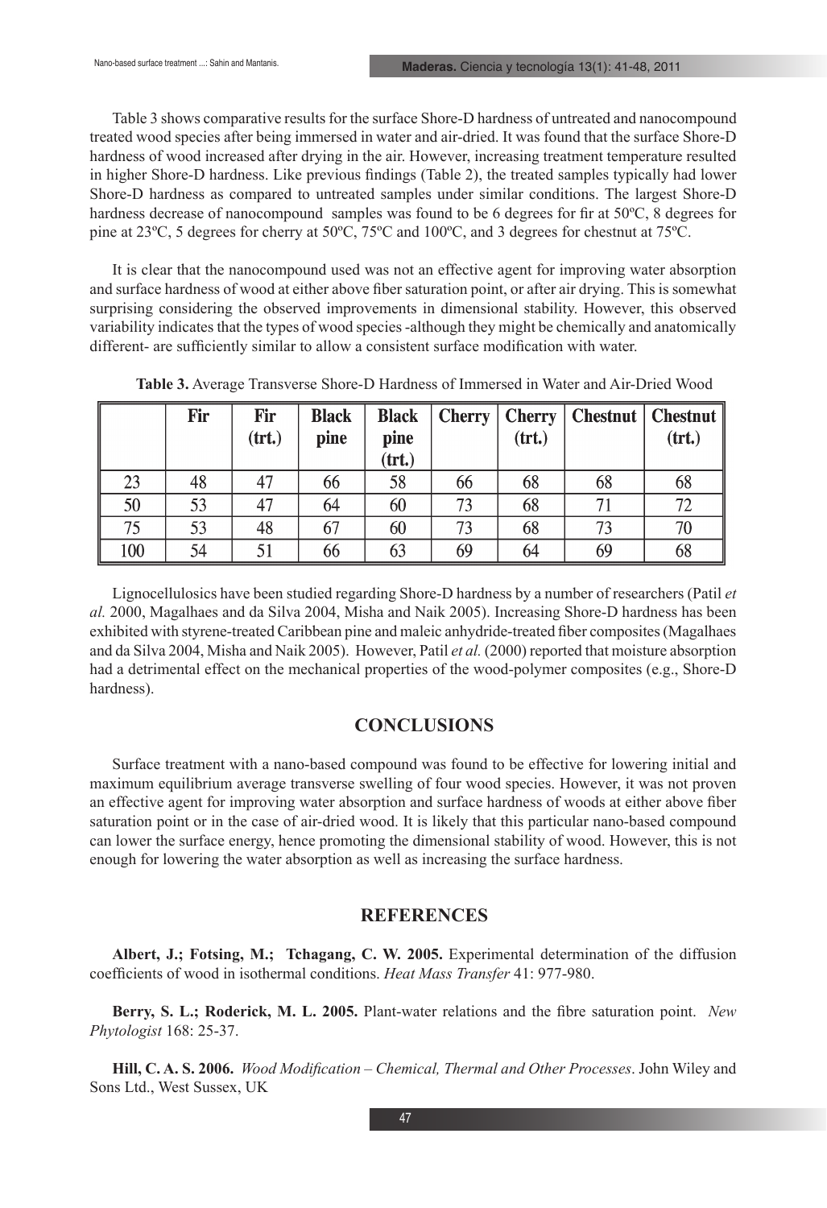Table 3 shows comparative results for the surface Shore-D hardness of untreated and nanocompound treated wood species after being immersed in water and air-dried. It was found that the surface Shore-D hardness of wood increased after drying in the air. However, increasing treatment temperature resulted in higher Shore-D hardness. Like previous findings (Table 2), the treated samples typically had lower Shore-D hardness as compared to untreated samples under similar conditions. The largest Shore-D hardness decrease of nanocompound samples was found to be 6 degrees for fir at 50ºC, 8 degrees for pine at 23ºC, 5 degrees for cherry at 50ºC, 75ºC and 100ºC, and 3 degrees for chestnut at 75ºC.

It is clear that the nanocompound used was not an effective agent for improving water absorption and surface hardness of wood at either above fiber saturation point, or after air drying. This is somewhat surprising considering the observed improvements in dimensional stability. However, this observed variability indicates that the types of wood species -although they might be chemically and anatomically different- are sufficiently similar to allow a consistent surface modification with water.

**Table 3.** Average Transverse Shore-D Hardness of Immersed in Water and Air-Dried Wood

| | Fir | Fir (trt.) | Black pine | Black pine (trt.) | Cherry | Cherry (trt.) | Chestnut | Chestnut (trt.) |
|---|---|---|---|---|---|---|---|---|
| 23 | 48 | 47 | 66 | 58 | 66 | 68 | 68 | 68 |
| 50 | 53 | 47 | 64 | 60 | 73 | 68 | 71 | 72 |
| 75 | 53 | 48 | 67 | 60 | 73 | 68 | 73 | 70 |
| 100 | 54 | 51 | 66 | 63 | 69 | 64 | 69 | 68 |

Lignocellulosics have been studied regarding Shore-D hardness by a number of researchers (Patil *et al.* 2000, Magalhaes and da Silva 2004, Misha and Naik 2005). Increasing Shore-D hardness has been exhibited with styrene-treated Caribbean pine and maleic anhydride-treated fiber composites (Magalhaes and da Silva 2004, Misha and Naik 2005). However, Patil *et al.* (2000) reported that moisture absorption had a detrimental effect on the mechanical properties of the wood-polymer composites (e.g., Shore-D hardness).

## CONCLUSIONS

Surface treatment with a nano-based compound was found to be effective for lowering initial and maximum equilibrium average transverse swelling of four wood species. However, it was not proven an effective agent for improving water absorption and surface hardness of woods at either above fiber saturation point or in the case of air-dried wood. It is likely that this particular nano-based compound can lower the surface energy, hence promoting the dimensional stability of wood. However, this is not enough for lowering the water absorption as well as increasing the surface hardness.

## REFERENCES

**Albert, J.; Fotsing, M.; Tchagang, C. W. 2005.** Experimental determination of the diffusion coefficients of wood in isothermal conditions. *Heat Mass Transfer* 41: 977-980.

**Berry, S. L.; Roderick, M. L. 2005.** Plant-water relations and the fibre saturation point. *New Phytologist* 168: 25-37.

**Hill, C. A. S. 2006.** *Wood Modification – Chemical, Thermal and Other Processes*. John Wiley and Sons Ltd., West Sussex, UK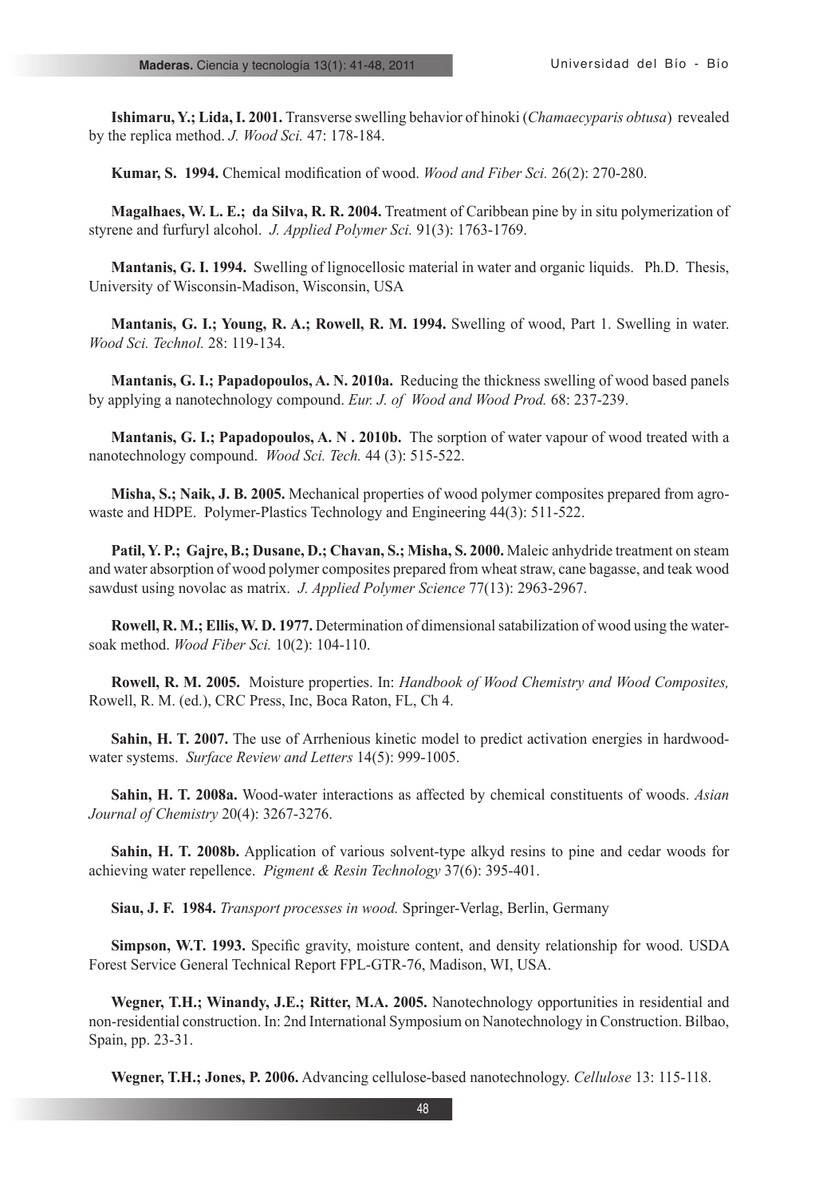**Ishimaru, Y.; Lida, I. 2001.** Transverse swelling behavior of hinoki (*Chamaecyparis obtusa*) revealed by the replica method. *J. Wood Sci.* 47: 178-184.

**Kumar, S. 1994.** Chemical modification of wood. *Wood and Fiber Sci.* 26(2): 270-280.

**Magalhaes, W. L. E.; da Silva, R. R. 2004.** Treatment of Caribbean pine by in situ polymerization of styrene and furfuryl alcohol. *J. Applied Polymer Sci.* 91(3): 1763-1769.

**Mantanis, G. I. 1994.** Swelling of lignocellosic material in water and organic liquids. Ph.D. Thesis, University of Wisconsin-Madison, Wisconsin, USA

**Mantanis, G. I.; Young, R. A.; Rowell, R. M. 1994.** Swelling of wood, Part 1. Swelling in water. *Wood Sci. Technol.* 28: 119-134.

**Mantanis, G. I.; Papadopoulos, A. N. 2010a.** Reducing the thickness swelling of wood based panels by applying a nanotechnology compound. *Eur. J. of Wood and Wood Prod.* 68: 237-239.

**Mantanis, G. I.; Papadopoulos, A. N . 2010b.** The sorption of water vapour of wood treated with a nanotechnology compound. *Wood Sci. Tech.* 44 (3): 515-522.

**Misha, S.; Naik, J. B. 2005.** Mechanical properties of wood polymer composites prepared from agro-waste and HDPE. Polymer-Plastics Technology and Engineering 44(3): 511-522.

**Patil, Y. P.; Gajre, B.; Dusane, D.; Chavan, S.; Misha, S. 2000.** Maleic anhydride treatment on steam and water absorption of wood polymer composites prepared from wheat straw, cane bagasse, and teak wood sawdust using novolac as matrix. *J. Applied Polymer Science* 77(13): 2963-2967.

**Rowell, R. M.; Ellis, W. D. 1977.** Determination of dimensional satabilization of wood using the water-soak method. *Wood Fiber Sci.* 10(2): 104-110.

**Rowell, R. M. 2005.** Moisture properties. In: *Handbook of Wood Chemistry and Wood Composites,* Rowell, R. M. (ed.), CRC Press, Inc, Boca Raton, FL, Ch 4.

**Sahin, H. T. 2007.** The use of Arrhenious kinetic model to predict activation energies in hardwood-water systems. *Surface Review and Letters* 14(5): 999-1005.

**Sahin, H. T. 2008a.** Wood-water interactions as affected by chemical constituents of woods. *Asian Journal of Chemistry* 20(4): 3267-3276.

**Sahin, H. T. 2008b.** Application of various solvent-type alkyd resins to pine and cedar woods for achieving water repellence. *Pigment & Resin Technology* 37(6): 395-401.

**Siau, J. F. 1984.** *Transport processes in wood.* Springer-Verlag, Berlin, Germany

**Simpson, W.T. 1993.** Specific gravity, moisture content, and density relationship for wood. USDA Forest Service General Technical Report FPL-GTR-76, Madison, WI, USA.

**Wegner, T.H.; Winandy, J.E.; Ritter, M.A. 2005.** Nanotechnology opportunities in residential and non-residential construction. In: 2nd International Symposium on Nanotechnology in Construction. Bilbao, Spain, pp. 23-31.

**Wegner, T.H.; Jones, P. 2006.** Advancing cellulose-based nanotechnology. *Cellulose* 13: 115-118.